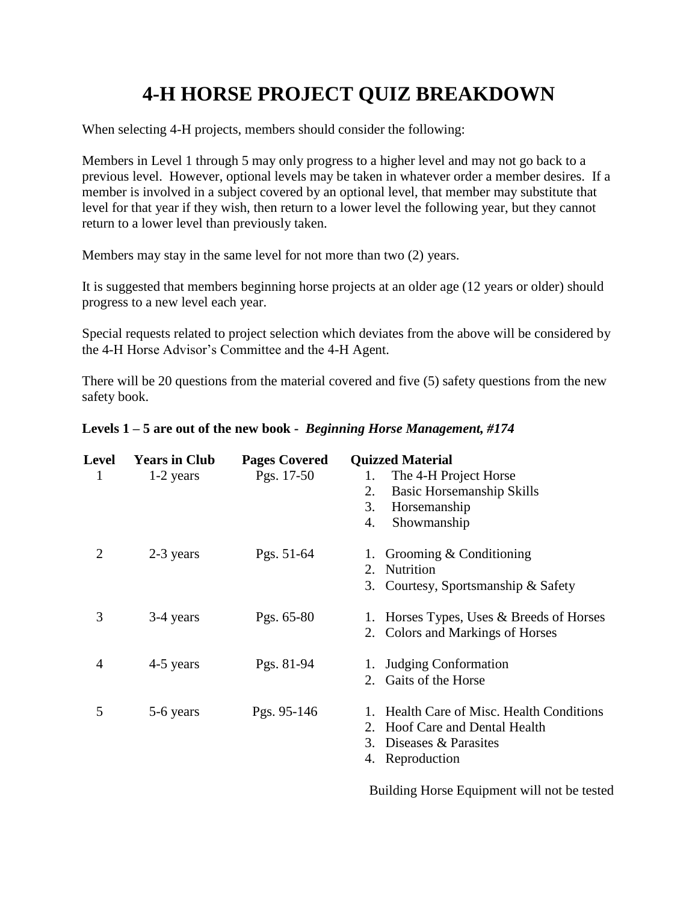# 4-H HORSE PROJECT QUIZ BREAKDOWN

When selecting 4-H projects, members should consider the following:

Members in Level 1 through 5 may only progress to a higher level and may not go back to a previous level. However, optional levels may be taken in whatever order a member desires. If a member is involved in a subject covered by an optional level, that member may substitute that level for that year if they wish, then return to a lower level the following year, but they cannot return to a lower level than previously taken.

Members may stay in the same level for not more than two (2) years.

It is suggested that members beginning horse projects at an older age (12 years or older) should progress to a new level each year.

Special requests related to project selection which deviates from the above will be considered by the 4-H Horse Advisor's Committee and the 4-H Agent.

There will be 20 questions from the material covered and five (5) safety questions from the new safety book.

**Levels 1 – 5 are out of the new book -** ***Beginning Horse Management, #174***

| Level | Years in Club | Pages Covered | Quizzed Material |
|---|---|---|---|
| 1 | 1-2 years | Pgs. 17-50 | 1. The 4-H Project Horse<br>2. Basic Horsemanship Skills<br>3. Horsemanship<br>4. Showmanship |
| 2 | 2-3 years | Pgs. 51-64 | 1. Grooming & Conditioning<br>2. Nutrition<br>3. Courtesy, Sportsmanship & Safety |
| 3 | 3-4 years | Pgs. 65-80 | 1. Horses Types, Uses & Breeds of Horses<br>2. Colors and Markings of Horses |
| 4 | 4-5 years | Pgs. 81-94 | 1. Judging Conformation<br>2. Gaits of the Horse |
| 5 | 5-6 years | Pgs. 95-146 | 1. Health Care of Misc. Health Conditions<br>2. Hoof Care and Dental Health<br>3. Diseases & Parasites<br>4. Reproduction |

Building Horse Equipment will not be tested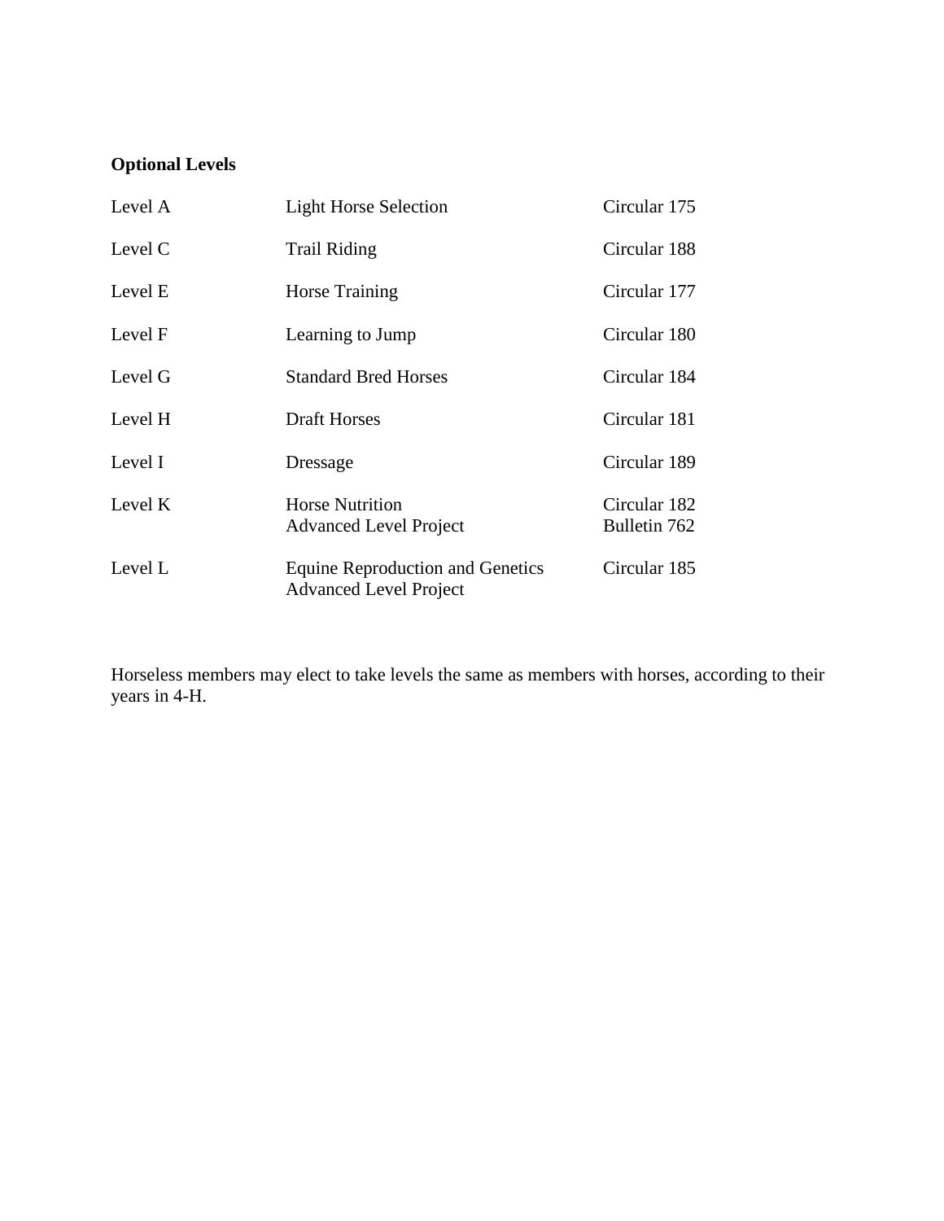**Optional Levels**

| | | |
|---|---|---|
| Level A | Light Horse Selection | Circular 175 |
| Level C | Trail Riding | Circular 188 |
| Level E | Horse Training | Circular 177 |
| Level F | Learning to Jump | Circular 180 |
| Level G | Standard Bred Horses | Circular 184 |
| Level H | Draft Horses | Circular 181 |
| Level I | Dressage | Circular 189 |
| Level K | Horse Nutrition<br>Advanced Level Project | Circular 182<br>Bulletin 762 |
| Level L | Equine Reproduction and Genetics<br>Advanced Level Project | Circular 185 |

Horseless members may elect to take levels the same as members with horses, according to their years in 4-H.